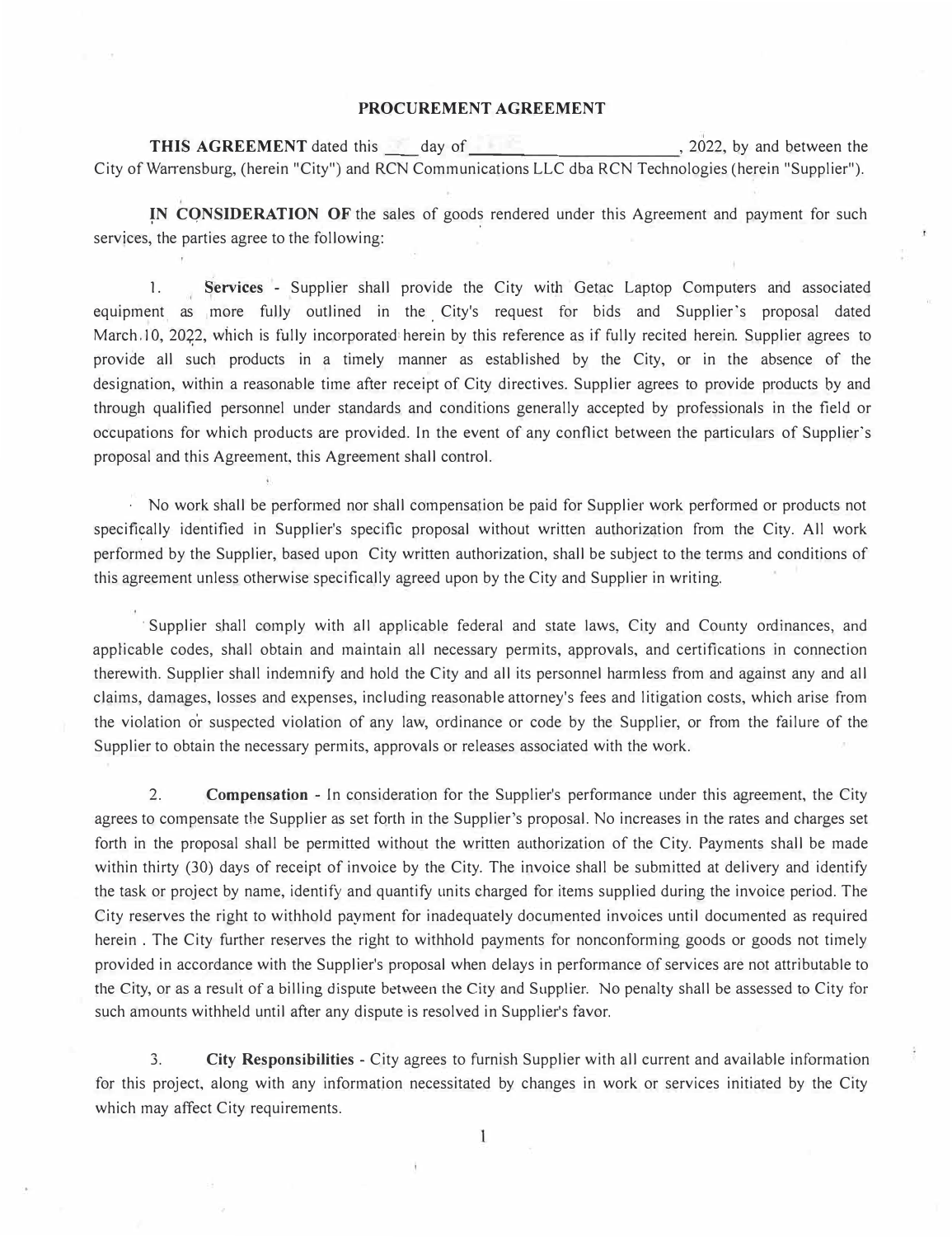# PROCUREMENT AGREEMENT

**THIS AGREEMENT** dated this \_\_\_ day of \_\_\_\_\_\_\_\_\_\_\_\_\_\_\_\_\_\_\_\_\_\_\_\_\_\_\_, 2022, by and between the City of Warrensburg, (herein "City") and RCN Communications LLC dba RCN Technologies (herein "Supplier").

**IN CONSIDERATION OF** the sales of goods rendered under this Agreement and payment for such services, the parties agree to the following:

1. **Services** - Supplier shall provide the City with Getac Laptop Computers and associated equipment as more fully outlined in the City's request for bids and Supplier's proposal dated March 10, 2022, which is fully incorporated herein by this reference as if fully recited herein. Supplier agrees to provide all such products in a timely manner as established by the City, or in the absence of the designation, within a reasonable time after receipt of City directives. Supplier agrees to provide products by and through qualified personnel under standards and conditions generally accepted by professionals in the field or occupations for which products are provided. In the event of any conflict between the particulars of Supplier's proposal and this Agreement, this Agreement shall control.

No work shall be performed nor shall compensation be paid for Supplier work performed or products not specifically identified in Supplier's specific proposal without written authorization from the City. All work performed by the Supplier, based upon City written authorization, shall be subject to the terms and conditions of this agreement unless otherwise specifically agreed upon by the City and Supplier in writing.

Supplier shall comply with all applicable federal and state laws, City and County ordinances, and applicable codes, shall obtain and maintain all necessary permits, approvals, and certifications in connection therewith. Supplier shall indemnify and hold the City and all its personnel harmless from and against any and all claims, damages, losses and expenses, including reasonable attorney's fees and litigation costs, which arise from the violation or suspected violation of any law, ordinance or code by the Supplier, or from the failure of the Supplier to obtain the necessary permits, approvals or releases associated with the work.

2. **Compensation** - In consideration for the Supplier's performance under this agreement, the City agrees to compensate the Supplier as set forth in the Supplier's proposal. No increases in the rates and charges set forth in the proposal shall be permitted without the written authorization of the City. Payments shall be made within thirty (30) days of receipt of invoice by the City. The invoice shall be submitted at delivery and identify the task or project by name, identify and quantify units charged for items supplied during the invoice period. The City reserves the right to withhold payment for inadequately documented invoices until documented as required herein . The City further reserves the right to withhold payments for nonconforming goods or goods not timely provided in accordance with the Supplier's proposal when delays in performance of services are not attributable to the City, or as a result of a billing dispute between the City and Supplier. No penalty shall be assessed to City for such amounts withheld until after any dispute is resolved in Supplier's favor.

3. **City Responsibilities** - City agrees to furnish Supplier with all current and available information for this project, along with any information necessitated by changes in work or services initiated by the City which may affect City requirements.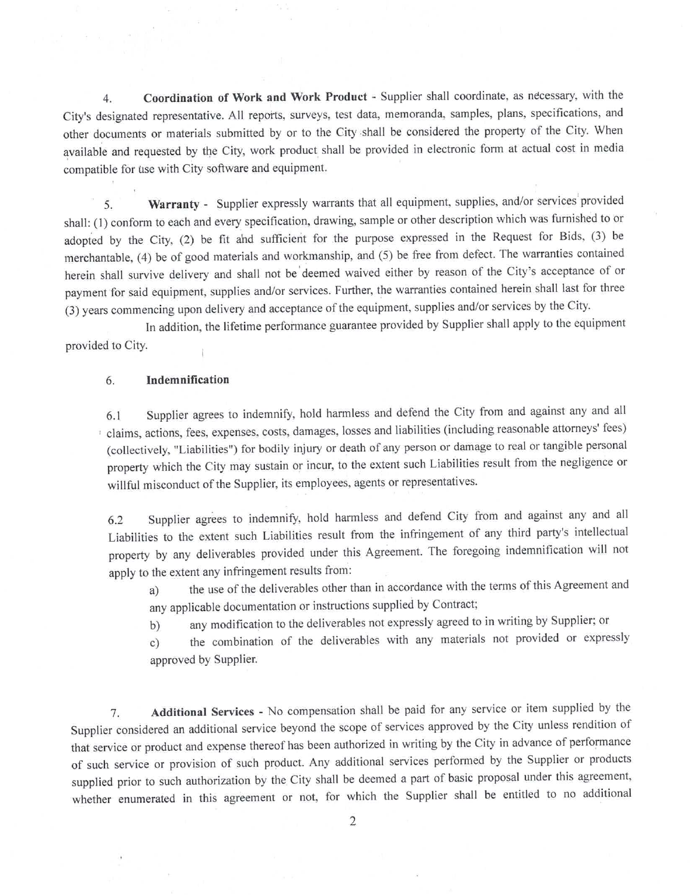4. **Coordination of Work and Work Product** - Supplier shall coordinate, as necessary, with the City's designated representative. All reports, surveys, test data, memoranda, samples, plans, specifications, and other documents or materials submitted by or to the City shall be considered the property of the City. When available and requested by the City, work product shall be provided in electronic form at actual cost in media compatible for use with City software and equipment.

5. **Warranty** - Supplier expressly warrants that all equipment, supplies, and/or services provided shall: (1) conform to each and every specification, drawing, sample or other description which was furnished to or adopted by the City, (2) be fit and sufficient for the purpose expressed in the Request for Bids, (3) be merchantable, (4) be of good materials and workmanship, and (5) be free from defect. The warranties contained herein shall survive delivery and shall not be deemed waived either by reason of the City's acceptance of or payment for said equipment, supplies and/or services. Further, the warranties contained herein shall last for three (3) years commencing upon delivery and acceptance of the equipment, supplies and/or services by the City.

In addition, the lifetime performance guarantee provided by Supplier shall apply to the equipment provided to City.

6. **Indemnification**

6.1 Supplier agrees to indemnify, hold harmless and defend the City from and against any and all claims, actions, fees, expenses, costs, damages, losses and liabilities (including reasonable attorneys' fees) (collectively, "Liabilities") for bodily injury or death of any person or damage to real or tangible personal property which the City may sustain or incur, to the extent such Liabilities result from the negligence or willful misconduct of the Supplier, its employees, agents or representatives.

6.2 Supplier agrees to indemnify, hold harmless and defend City from and against any and all Liabilities to the extent such Liabilities result from the infringement of any third party's intellectual property by any deliverables provided under this Agreement. The foregoing indemnification will not apply to the extent any infringement results from:

a) the use of the deliverables other than in accordance with the terms of this Agreement and any applicable documentation or instructions supplied by Contract;

b) any modification to the deliverables not expressly agreed to in writing by Supplier; or

c) the combination of the deliverables with any materials not provided or expressly approved by Supplier.

7. **Additional Services** - No compensation shall be paid for any service or item supplied by the Supplier considered an additional service beyond the scope of services approved by the City unless rendition of that service or product and expense thereof has been authorized in writing by the City in advance of performance of such service or provision of such product. Any additional services performed by the Supplier or products supplied prior to such authorization by the City shall be deemed a part of basic proposal under this agreement, whether enumerated in this agreement or not, for which the Supplier shall be entitled to no additional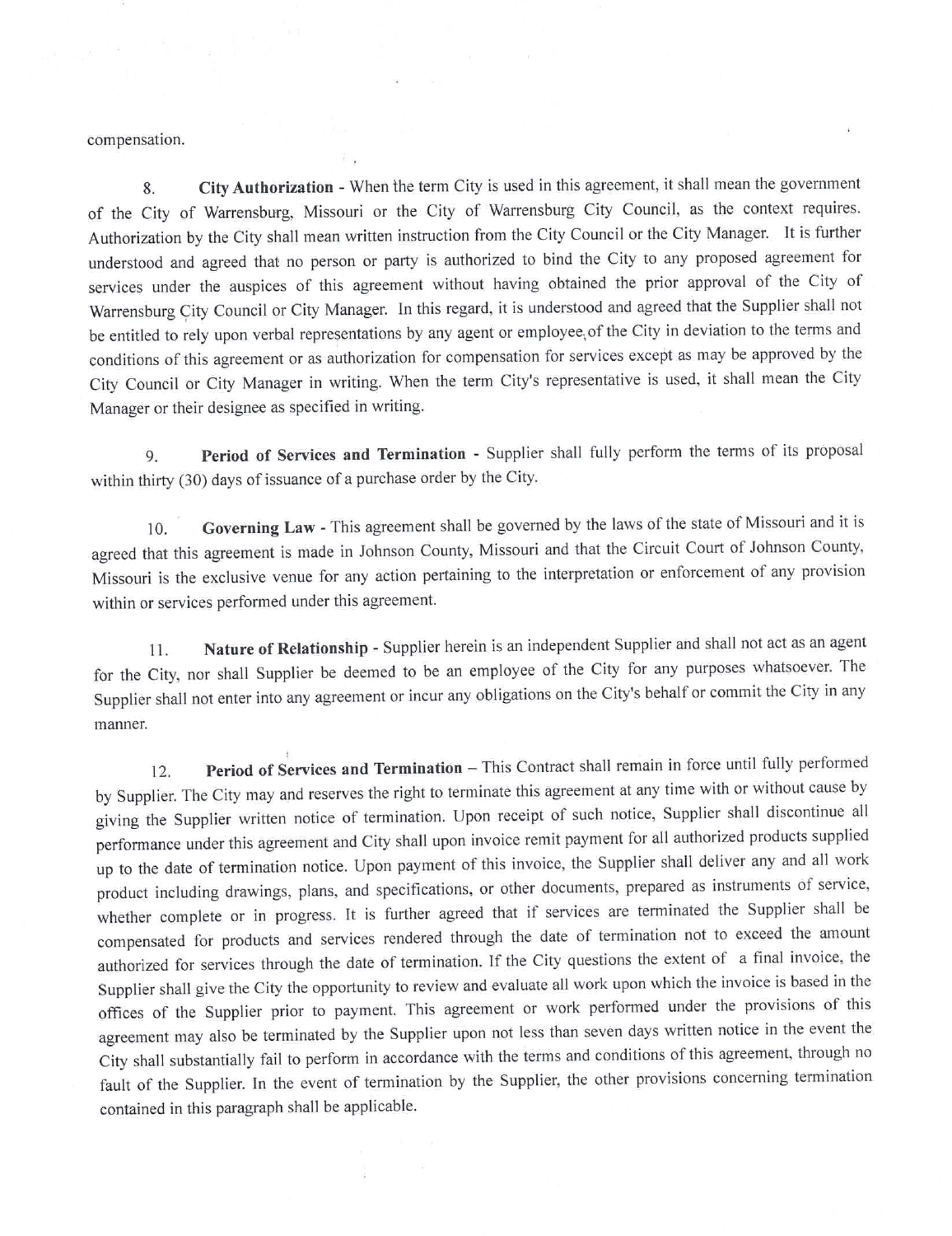compensation.

8. **City Authorization** - When the term City is used in this agreement, it shall mean the government of the City of Warrensburg, Missouri or the City of Warrensburg City Council, as the context requires. Authorization by the City shall mean written instruction from the City Council or the City Manager. It is further understood and agreed that no person or party is authorized to bind the City to any proposed agreement for services under the auspices of this agreement without having obtained the prior approval of the City of Warrensburg City Council or City Manager. In this regard, it is understood and agreed that the Supplier shall not be entitled to rely upon verbal representations by any agent or employee of the City in deviation to the terms and conditions of this agreement or as authorization for compensation for services except as may be approved by the City Council or City Manager in writing. When the term City's representative is used, it shall mean the City Manager or their designee as specified in writing.

9. **Period of Services and Termination** - Supplier shall fully perform the terms of its proposal within thirty (30) days of issuance of a purchase order by the City.

10. **Governing Law** - This agreement shall be governed by the laws of the state of Missouri and it is agreed that this agreement is made in Johnson County, Missouri and that the Circuit Court of Johnson County, Missouri is the exclusive venue for any action pertaining to the interpretation or enforcement of any provision within or services performed under this agreement.

11. **Nature of Relationship** - Supplier herein is an independent Supplier and shall not act as an agent for the City, nor shall Supplier be deemed to be an employee of the City for any purposes whatsoever. The Supplier shall not enter into any agreement or incur any obligations on the City's behalf or commit the City in any manner.

12. **Period of Services and Termination** – This Contract shall remain in force until fully performed by Supplier. The City may and reserves the right to terminate this agreement at any time with or without cause by giving the Supplier written notice of termination. Upon receipt of such notice, Supplier shall discontinue all performance under this agreement and City shall upon invoice remit payment for all authorized products supplied up to the date of termination notice. Upon payment of this invoice, the Supplier shall deliver any and all work product including drawings, plans, and specifications, or other documents, prepared as instruments of service, whether complete or in progress. It is further agreed that if services are terminated the Supplier shall be compensated for products and services rendered through the date of termination not to exceed the amount authorized for services through the date of termination. If the City questions the extent of a final invoice, the Supplier shall give the City the opportunity to review and evaluate all work upon which the invoice is based in the offices of the Supplier prior to payment. This agreement or work performed under the provisions of this agreement may also be terminated by the Supplier upon not less than seven days written notice in the event the City shall substantially fail to perform in accordance with the terms and conditions of this agreement, through no fault of the Supplier. In the event of termination by the Supplier, the other provisions concerning termination contained in this paragraph shall be applicable.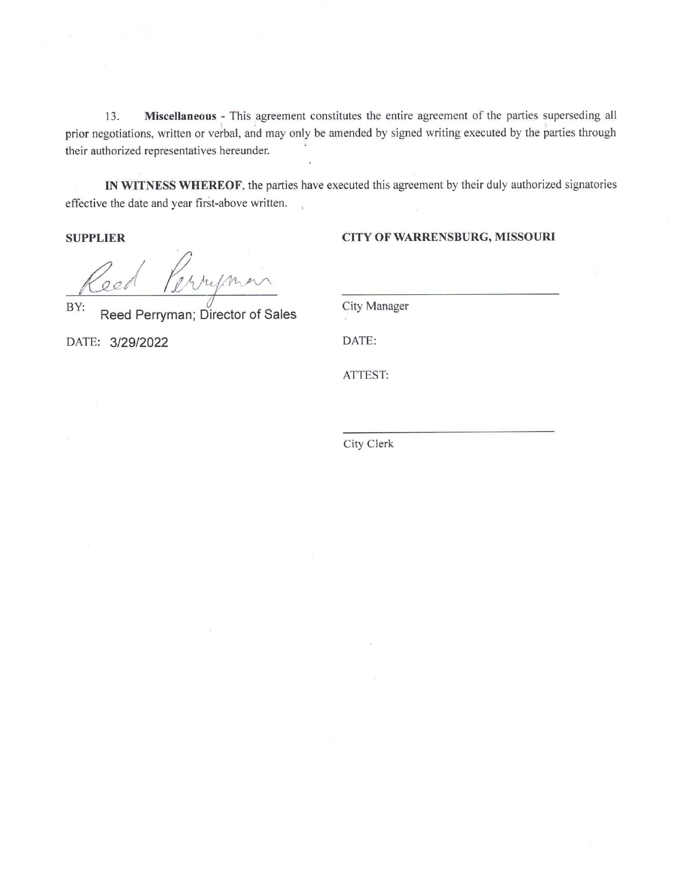13. **Miscellaneous** - This agreement constitutes the entire agreement of the parties superseding all prior negotiations, written or verbal, and may only be amended by signed writing executed by the parties through their authorized representatives hereunder.

**IN WITNESS WHEREOF**, the parties have executed this agreement by their duly authorized signatories effective the date and year first-above written.

**SUPPLIER**

Reed Perryman

BY: Reed Perryman; Director of Sales

DATE: 3/29/2022

**CITY OF WARRENSBURG, MISSOURI**

City Manager

DATE:

ATTEST:

City Clerk